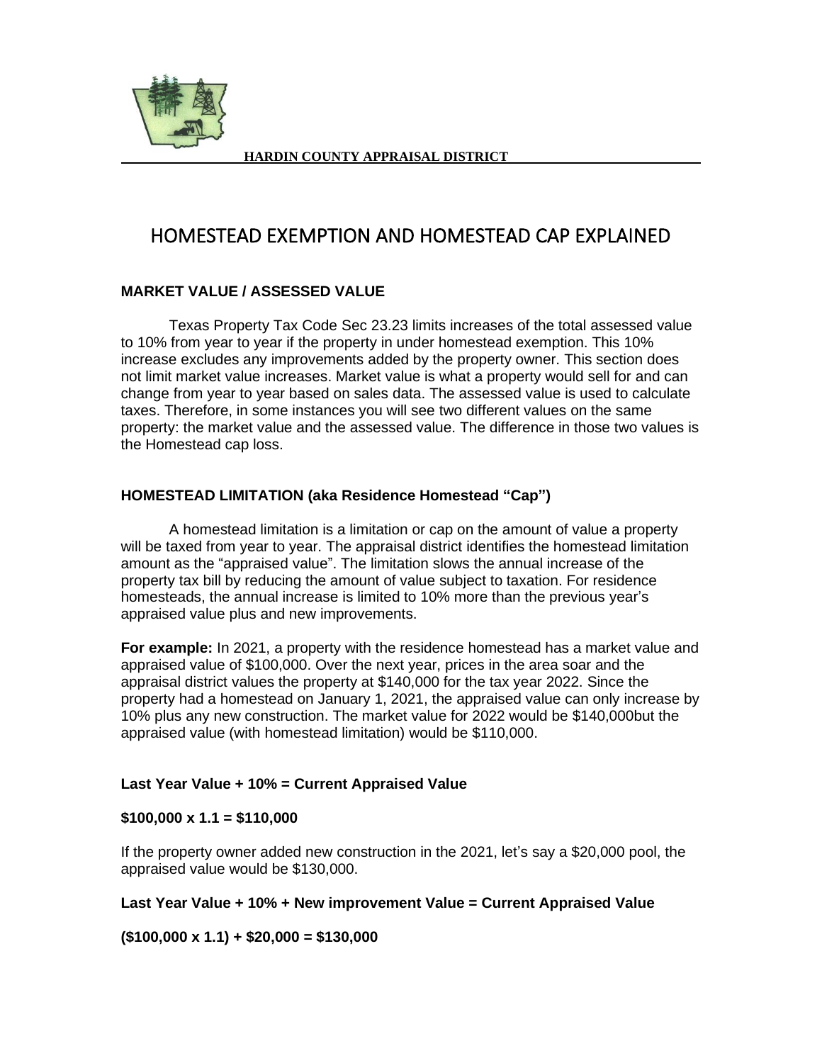**HARDIN COUNTY APPRAISAL DISTRICT**

# HOMESTEAD EXEMPTION AND HOMESTEAD CAP EXPLAINED

### MARKET VALUE / ASSESSED VALUE

Texas Property Tax Code Sec 23.23 limits increases of the total assessed value to 10% from year to year if the property in under homestead exemption. This 10% increase excludes any improvements added by the property owner. This section does not limit market value increases. Market value is what a property would sell for and can change from year to year based on sales data. The assessed value is used to calculate taxes. Therefore, in some instances you will see two different values on the same property: the market value and the assessed value. The difference in those two values is the Homestead cap loss.

### HOMESTEAD LIMITATION (aka Residence Homestead "Cap")

A homestead limitation is a limitation or cap on the amount of value a property will be taxed from year to year. The appraisal district identifies the homestead limitation amount as the "appraised value". The limitation slows the annual increase of the property tax bill by reducing the amount of value subject to taxation. For residence homesteads, the annual increase is limited to 10% more than the previous year's appraised value plus and new improvements.

**For example:** In 2021, a property with the residence homestead has a market value and appraised value of $100,000. Over the next year, prices in the area soar and the appraisal district values the property at $140,000 for the tax year 2022. Since the property had a homestead on January 1, 2021, the appraised value can only increase by 10% plus any new construction. The market value for 2022 would be $140,000but the appraised value (with homestead limitation) would be $110,000.

**Last Year Value + 10% = Current Appraised Value**

**$100,000 x 1.1 = $110,000**

If the property owner added new construction in the 2021, let's say a $20,000 pool, the appraised value would be $130,000.

**Last Year Value + 10% + New improvement Value = Current Appraised Value**

**($100,000 x 1.1) + $20,000 = $130,000**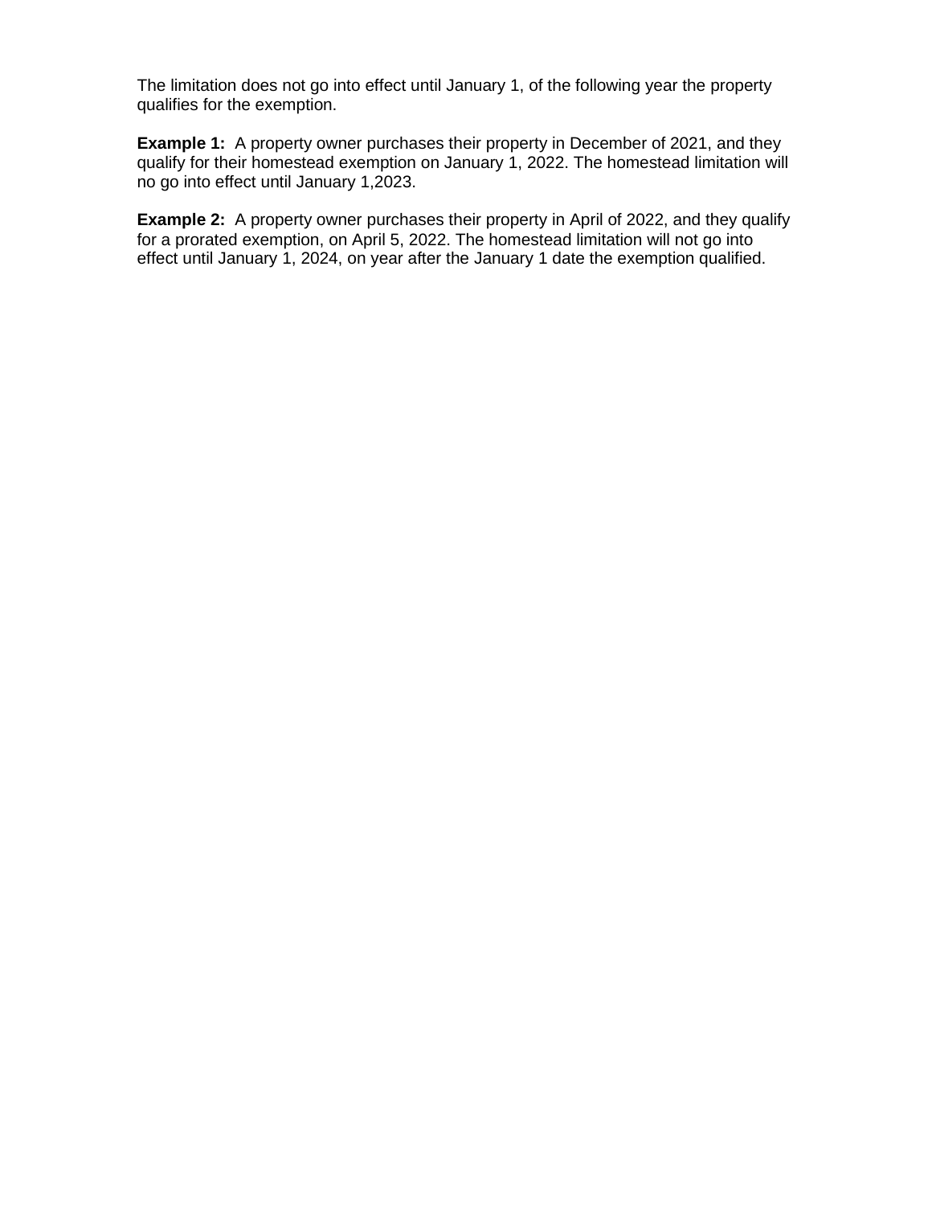The limitation does not go into effect until January 1, of the following year the property qualifies for the exemption.

**Example 1:** A property owner purchases their property in December of 2021, and they qualify for their homestead exemption on January 1, 2022. The homestead limitation will no go into effect until January 1,2023.

**Example 2:** A property owner purchases their property in April of 2022, and they qualify for a prorated exemption, on April 5, 2022. The homestead limitation will not go into effect until January 1, 2024, on year after the January 1 date the exemption qualified.